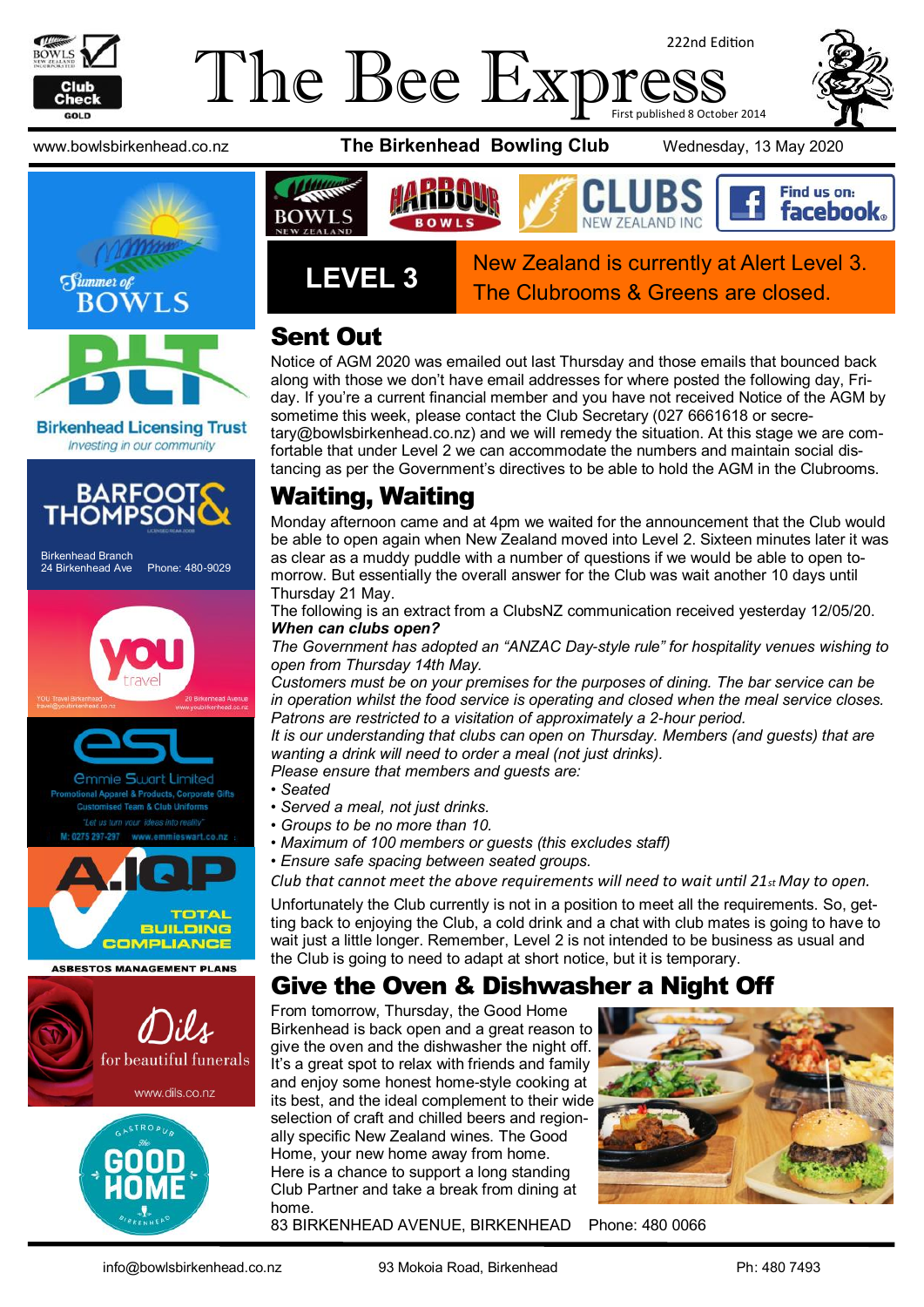# The Bee Express

222nd Edition

First published 8 October 2014

www.bowlsbirkenhead.co.nz **The Birkenhead Bowling Club** Wednesday, 13 May 2020

**LEVEL 3** New Zealand is currently at Alert Level 3. The Clubrooms & Greens are closed.

## Sent Out

Notice of AGM 2020 was emailed out last Thursday and those emails that bounced back along with those we don't have email addresses for where posted the following day, Friday. If you're a current financial member and you have not received Notice of the AGM by sometime this week, please contact the Club Secretary (027 6661618 or secretary@bowlsbirkenhead.co.nz) and we will remedy the situation. At this stage we are comfortable that under Level 2 we can accommodate the numbers and maintain social distancing as per the Government's directives to be able to hold the AGM in the Clubrooms.

## Waiting, Waiting

Monday afternoon came and at 4pm we waited for the announcement that the Club would be able to open again when New Zealand moved into Level 2. Sixteen minutes later it was as clear as a muddy puddle with a number of questions if we would be able to open tomorrow. But essentially the overall answer for the Club was wait another 10 days until Thursday 21 May.

The following is an extract from a ClubsNZ communication received yesterday 12/05/20.

***When can clubs open?***

*The Government has adopted an "ANZAC Day-style rule" for hospitality venues wishing to open from Thursday 14th May.*

*Customers must be on your premises for the purposes of dining. The bar service can be in operation whilst the food service is operating and closed when the meal service closes. Patrons are restricted to a visitation of approximately a 2-hour period.*

*It is our understanding that clubs can open on Thursday. Members (and guests) that are wanting a drink will need to order a meal (not just drinks).*

*Please ensure that members and guests are:*

- *Seated*
- *Served a meal, not just drinks.*
- *Groups to be no more than 10.*
- *Maximum of 100 members or guests (this excludes staff)*
- *Ensure safe spacing between seated groups.*

*Club that cannot meet the above requirements will need to wait until 21st May to open.*

Unfortunately the Club currently is not in a position to meet all the requirements. So, getting back to enjoying the Club, a cold drink and a chat with club mates is going to have to wait just a little longer. Remember, Level 2 is not intended to be business as usual and the Club is going to need to adapt at short notice, but it is temporary.

## Give the Oven & Dishwasher a Night Off

From tomorrow, Thursday, the Good Home Birkenhead is back open and a great reason to give the oven and the dishwasher the night off. It's a great spot to relax with friends and family and enjoy some honest home-style cooking at its best, and the ideal complement to their wide selection of craft and chilled beers and regionally specific New Zealand wines. The Good Home, your new home away from home. Here is a chance to support a long standing Club Partner and take a break from dining at home.

83 BIRKENHEAD AVENUE, BIRKENHEAD Phone: 480 0066

Birkenhead Licensing Trust — Investing in our community

Barfoot & Thompson — Birkenhead Branch, 24 Birkenhead Ave, Phone: 480-9029

You Travel Birkenhead — travel@youbirkenhead.co.nz — 20 Birkenhead Avenue — www.youbirkenhead.co.nz

Emmie Swart Limited — Promotional Apparel & Products, Corporate Gifts, Customised Team & Club Uniforms — "Let us turn your ideas into reality" — M: 0275 297-297 www.emmieswart.co.nz

A.IQP — Total Building Compliance — Asbestos Management Plans

Dils — for beautiful funerals — www.dils.co.nz

Gastropub The Good Home Birkenhead

info@bowlsbirkenhead.co.nz 93 Mokoia Road, Birkenhead Ph: 480 7493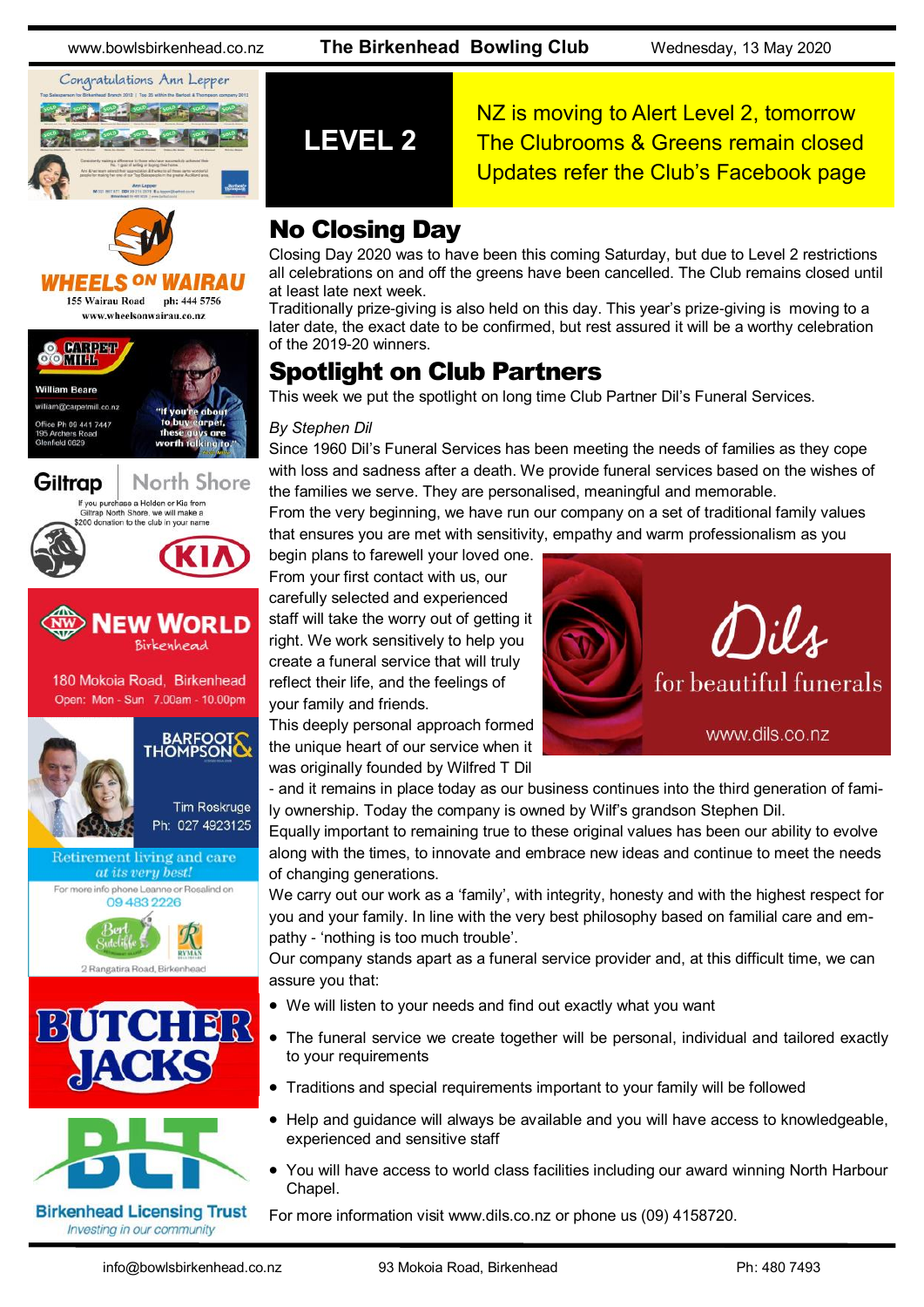# LEVEL 2

NZ is moving to Alert Level 2, tomorrow
The Clubrooms & Greens remain closed
Updates refer the Club's Facebook page

## No Closing Day

Closing Day 2020 was to have been this coming Saturday, but due to Level 2 restrictions all celebrations on and off the greens have been cancelled. The Club remains closed until at least late next week.

Traditionally prize-giving is also held on this day. This year's prize-giving is moving to a later date, the exact date to be confirmed, but rest assured it will be a worthy celebration of the 2019-20 winners.

## Spotlight on Club Partners

This week we put the spotlight on long time Club Partner Dil's Funeral Services.

*By Stephen Dil*

Since 1960 Dil's Funeral Services has been meeting the needs of families as they cope with loss and sadness after a death. We provide funeral services based on the wishes of the families we serve. They are personalised, meaningful and memorable.

From the very beginning, we have run our company on a set of traditional family values that ensures you are met with sensitivity, empathy and warm professionalism as you begin plans to farewell your loved one.

From your first contact with us, our carefully selected and experienced staff will take the worry out of getting it right. We work sensitively to help you create a funeral service that will truly reflect their life, and the feelings of your family and friends.

This deeply personal approach formed the unique heart of our service when it was originally founded by Wilfred T Dil - and it remains in place today as our business continues into the third generation of family ownership. Today the company is owned by Wilf's grandson Stephen Dil.

Equally important to remaining true to these original values has been our ability to evolve along with the times, to innovate and embrace new ideas and continue to meet the needs of changing generations.

We carry out our work as a 'family', with integrity, honesty and with the highest respect for you and your family. In line with the very best philosophy based on familial care and empathy - 'nothing is too much trouble'.

Our company stands apart as a funeral service provider and, at this difficult time, we can assure you that:

- We will listen to your needs and find out exactly what you want
- The funeral service we create together will be personal, individual and tailored exactly to your requirements
- Traditions and special requirements important to your family will be followed
- Help and guidance will always be available and you will have access to knowledgeable, experienced and sensitive staff
- You will have access to world class facilities including our award winning North Harbour Chapel.

For more information visit www.dils.co.nz or phone us (09) 4158720.

Dils
for beautiful funerals
www.dils.co.nz

Congratulations Ann Lepper

WHEELS ON WAIRAU
155 Wairau Road ph: 444 5756
www.wheelsonwairau.co.nz

CARPET MILL
William Beare
william@carpetmill.co.nz
Office Ph 09 441 7447
195 Archers Road
Glenfield 0629
"If you're about to buy carpet, these guys are worth talking to"

Giltrap North Shore
If you purchase a Holden or Kia from Giltrap North Shore, we will make a $200 donation to the club in your name

NEW WORLD Birkenhead
180 Mokoia Road, Birkenhead
Open: Mon - Sun 7.00am - 10.00pm

BARFOOT & THOMPSON
Tim Roskruge
Ph: 027 4923125

Retirement living and care at its very best!
For more info phone Leanne or Rosalind on 09 483 2226
Bert Sutcliffe — RYMAN
2 Rangatira Road, Birkenhead

BUTCHER JACKS

BLT
Birkenhead Licensing Trust
*Investing in our community*